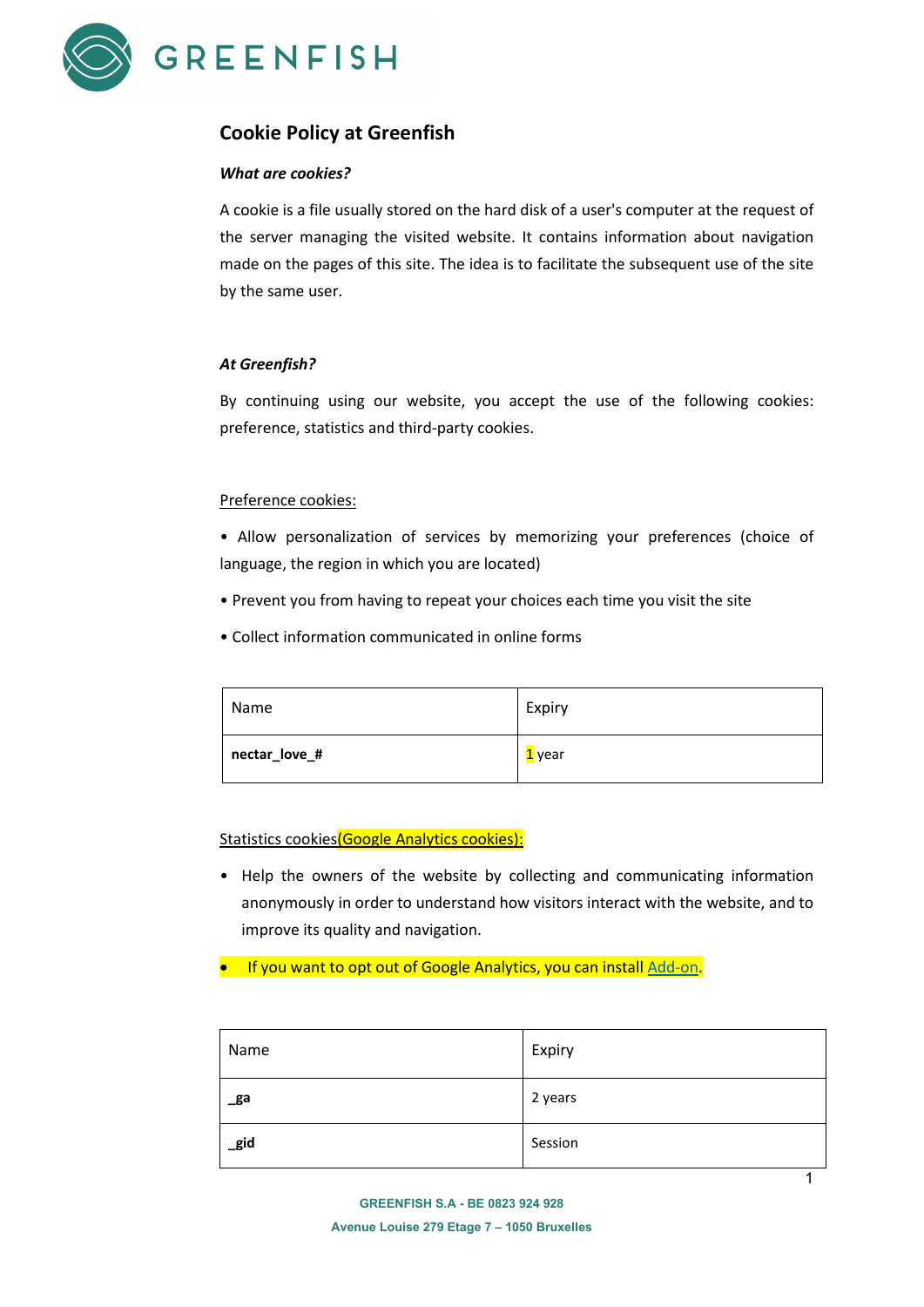# Cookie Policy at Greenfish

***What are cookies?***

A cookie is a file usually stored on the hard disk of a user's computer at the request of the server managing the visited website. It contains information about navigation made on the pages of this site. The idea is to facilitate the subsequent use of the site by the same user.

***At Greenfish?***

By continuing using our website, you accept the use of the following cookies: preference, statistics and third-party cookies.

Preference cookies:

- Allow personalization of services by memorizing your preferences (choice of language, the region in which you are located)
- Prevent you from having to repeat your choices each time you visit the site
- Collect information communicated in online forms

| Name | Expiry |
|---|---|
| **nectar_love_#** | 1 year |

Statistics cookies(Google Analytics cookies):

- Help the owners of the website by collecting and communicating information anonymously in order to understand how visitors interact with the website, and to improve its quality and navigation.
- If you want to opt out of Google Analytics, you can install Add-on.

| Name | Expiry |
|---|---|
| **_ga** | 2 years |
| **_gid** | Session |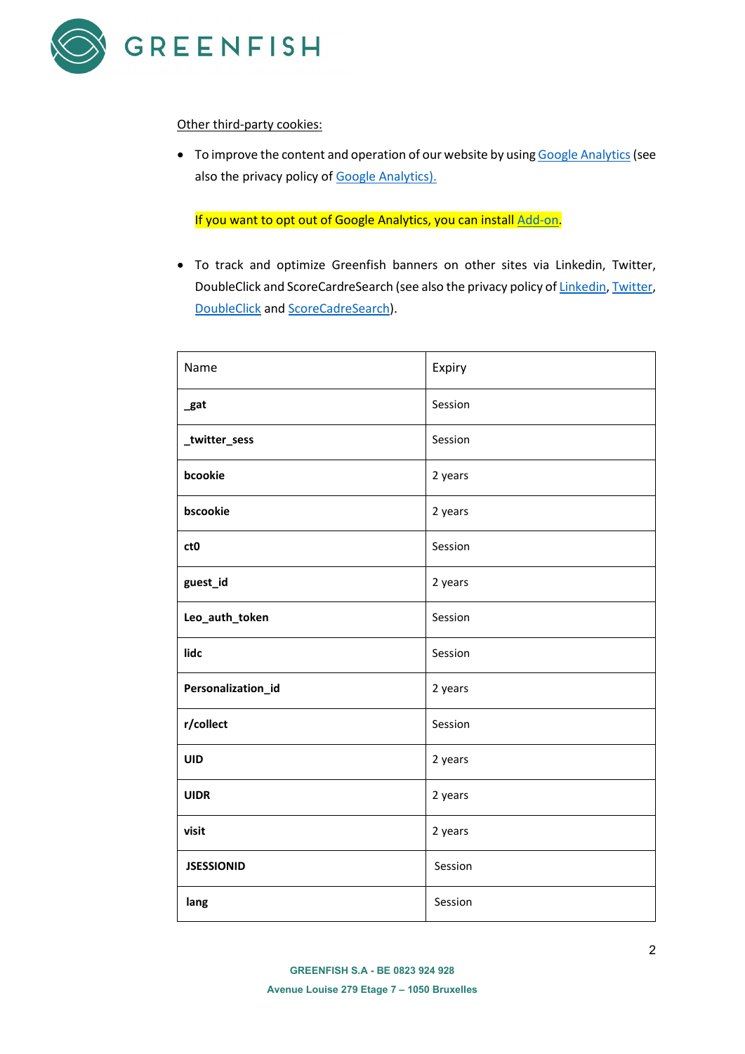Other third-party cookies:

- To improve the content and operation of our website by using Google Analytics (see also the privacy policy of Google Analytics).

  If you want to opt out of Google Analytics, you can install Add-on.

- To track and optimize Greenfish banners on other sites via Linkedin, Twitter, DoubleClick and ScoreCardreSearch (see also the privacy policy of Linkedin, Twitter, DoubleClick and ScoreCadreSearch).

| Name | Expiry |
|---|---|
| **_gat** | Session |
| **_twitter_sess** | Session |
| **bcookie** | 2 years |
| **bscookie** | 2 years |
| **ct0** | Session |
| **guest_id** | 2 years |
| **Leo_auth_token** | Session |
| **lidc** | Session |
| **Personalization_id** | 2 years |
| **r/collect** | Session |
| **UID** | 2 years |
| **UIDR** | 2 years |
| **visit** | 2 years |
| **JSESSIONID** | Session |
| **lang** | Session |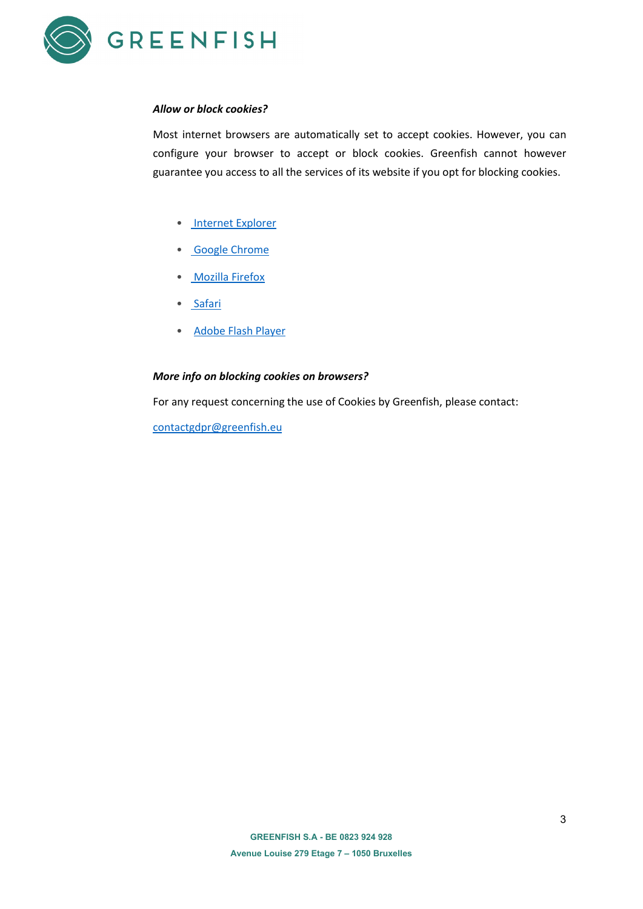***Allow or block cookies?***

Most internet browsers are automatically set to accept cookies. However, you can configure your browser to accept or block cookies. Greenfish cannot however guarantee you access to all the services of its website if you opt for blocking cookies.

- Internet Explorer
- Google Chrome
- Mozilla Firefox
- Safari
- Adobe Flash Player

***More info on blocking cookies on browsers?***

For any request concerning the use of Cookies by Greenfish, please contact:

contactgdpr@greenfish.eu